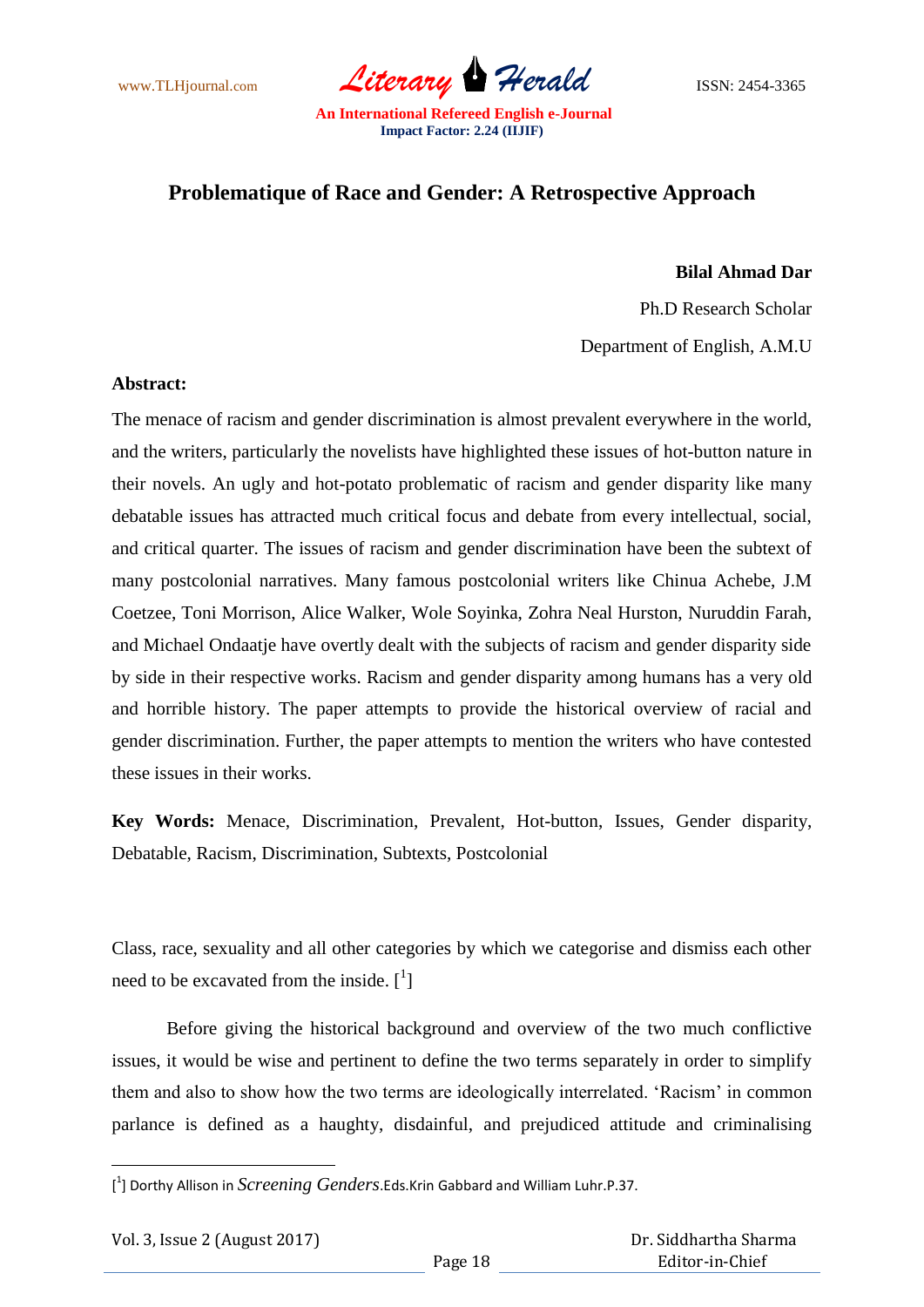# Problematique of Race and Gender: A Retrospective Approach

**Bilal Ahmad Dar**

Ph.D Research Scholar

Department of English, A.M.U

**Abstract:**

The menace of racism and gender discrimination is almost prevalent everywhere in the world, and the writers, particularly the novelists have highlighted these issues of hot-button nature in their novels. An ugly and hot-potato problematic of racism and gender disparity like many debatable issues has attracted much critical focus and debate from every intellectual, social, and critical quarter. The issues of racism and gender discrimination have been the subtext of many postcolonial narratives. Many famous postcolonial writers like Chinua Achebe, J.M Coetzee, Toni Morrison, Alice Walker, Wole Soyinka, Zohra Neal Hurston, Nuruddin Farah, and Michael Ondaatje have overtly dealt with the subjects of racism and gender disparity side by side in their respective works. Racism and gender disparity among humans has a very old and horrible history. The paper attempts to provide the historical overview of racial and gender discrimination. Further, the paper attempts to mention the writers who have contested these issues in their works.

**Key Words:** Menace, Discrimination, Prevalent, Hot-button, Issues, Gender disparity, Debatable, Racism, Discrimination, Subtexts, Postcolonial

Class, race, sexuality and all other categories by which we categorise and dismiss each other need to be excavated from the inside. [1]

Before giving the historical background and overview of the two much conflictive issues, it would be wise and pertinent to define the two terms separately in order to simplify them and also to show how the two terms are ideologically interrelated. 'Racism' in common parlance is defined as a haughty, disdainful, and prejudiced attitude and criminalising

---

[1] Dorthy Allison in *Screening Genders*.Eds.Krin Gabbard and William Luhr.P.37.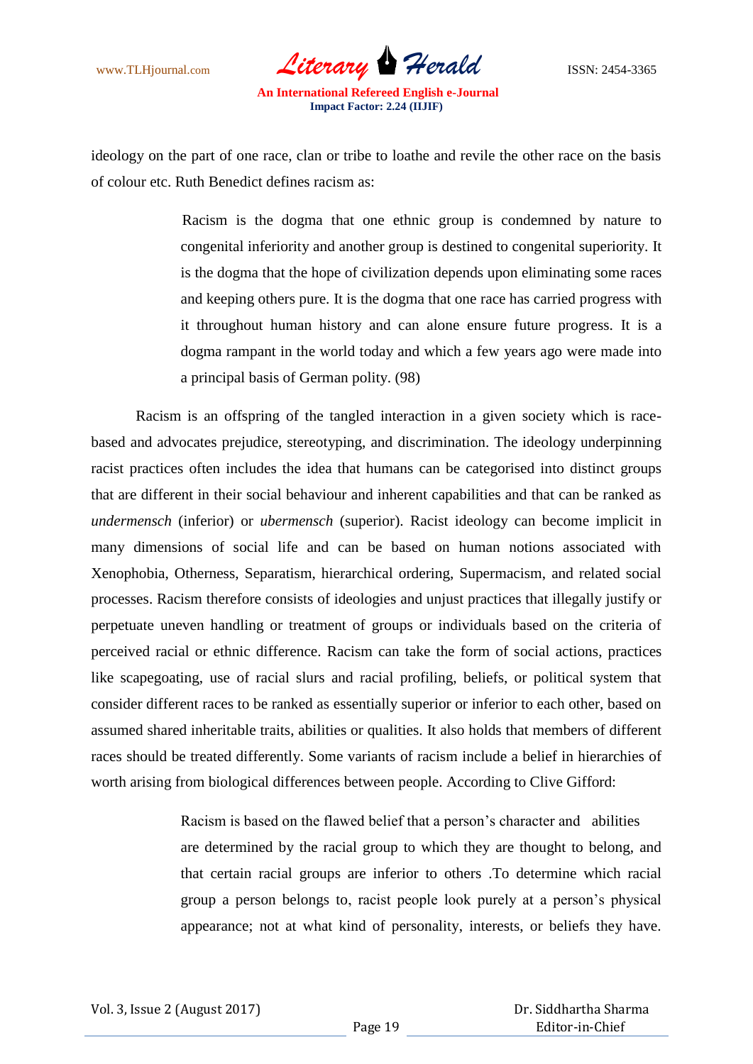ideology on the part of one race, clan or tribe to loathe and revile the other race on the basis of colour etc. Ruth Benedict defines racism as:

> Racism is the dogma that one ethnic group is condemned by nature to congenital inferiority and another group is destined to congenital superiority. It is the dogma that the hope of civilization depends upon eliminating some races and keeping others pure. It is the dogma that one race has carried progress with it throughout human history and can alone ensure future progress. It is a dogma rampant in the world today and which a few years ago were made into a principal basis of German polity. (98)

Racism is an offspring of the tangled interaction in a given society which is race-based and advocates prejudice, stereotyping, and discrimination. The ideology underpinning racist practices often includes the idea that humans can be categorised into distinct groups that are different in their social behaviour and inherent capabilities and that can be ranked as *undermensch* (inferior) or *ubermensch* (superior). Racist ideology can become implicit in many dimensions of social life and can be based on human notions associated with Xenophobia, Otherness, Separatism, hierarchical ordering, Supermacism, and related social processes. Racism therefore consists of ideologies and unjust practices that illegally justify or perpetuate uneven handling or treatment of groups or individuals based on the criteria of perceived racial or ethnic difference. Racism can take the form of social actions, practices like scapegoating, use of racial slurs and racial profiling, beliefs, or political system that consider different races to be ranked as essentially superior or inferior to each other, based on assumed shared inheritable traits, abilities or qualities. It also holds that members of different races should be treated differently. Some variants of racism include a belief in hierarchies of worth arising from biological differences between people. According to Clive Gifford:

> Racism is based on the flawed belief that a person's character and abilities are determined by the racial group to which they are thought to belong, and that certain racial groups are inferior to others .To determine which racial group a person belongs to, racist people look purely at a person's physical appearance; not at what kind of personality, interests, or beliefs they have.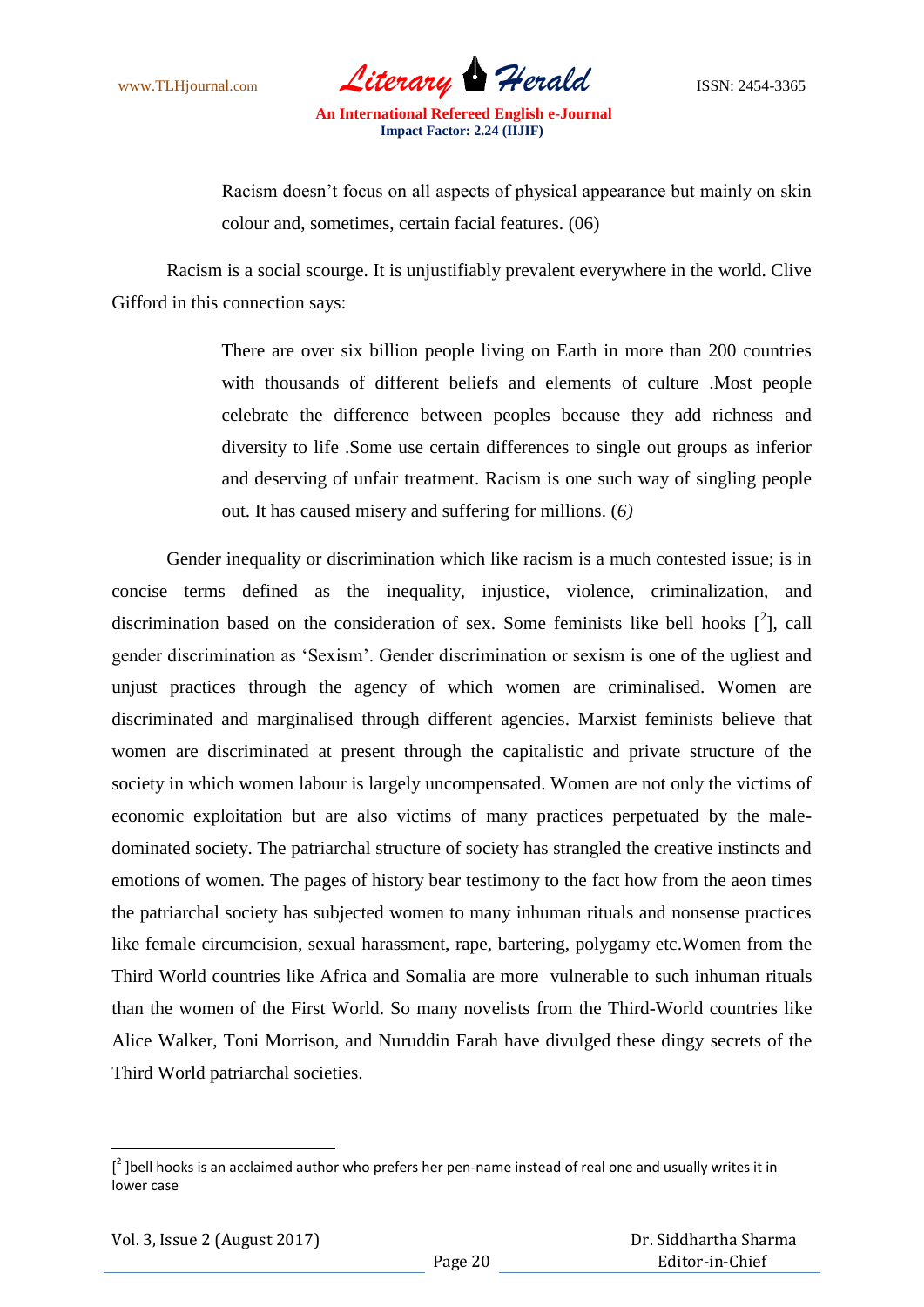> Racism doesn't focus on all aspects of physical appearance but mainly on skin colour and, sometimes, certain facial features. (06)

Racism is a social scourge. It is unjustifiably prevalent everywhere in the world. Clive Gifford in this connection says:

> There are over six billion people living on Earth in more than 200 countries with thousands of different beliefs and elements of culture .Most people celebrate the difference between peoples because they add richness and diversity to life .Some use certain differences to single out groups as inferior and deserving of unfair treatment. Racism is one such way of singling people out. It has caused misery and suffering for millions. (*6)*

Gender inequality or discrimination which like racism is a much contested issue; is in concise terms defined as the inequality, injustice, violence, criminalization, and discrimination based on the consideration of sex. Some feminists like bell hooks [[2]], call gender discrimination as 'Sexism'. Gender discrimination or sexism is one of the ugliest and unjust practices through the agency of which women are criminalised. Women are discriminated and marginalised through different agencies. Marxist feminists believe that women are discriminated at present through the capitalistic and private structure of the society in which women labour is largely uncompensated. Women are not only the victims of economic exploitation but are also victims of many practices perpetuated by the male-dominated society. The patriarchal structure of society has strangled the creative instincts and emotions of women. The pages of history bear testimony to the fact how from the aeon times the patriarchal society has subjected women to many inhuman rituals and nonsense practices like female circumcision, sexual harassment, rape, bartering, polygamy etc.Women from the Third World countries like Africa and Somalia are more vulnerable to such inhuman rituals than the women of the First World. So many novelists from the Third-World countries like Alice Walker, Toni Morrison, and Nuruddin Farah have divulged these dingy secrets of the Third World patriarchal societies.

---

[[2] ]bell hooks is an acclaimed author who prefers her pen-name instead of real one and usually writes it in lower case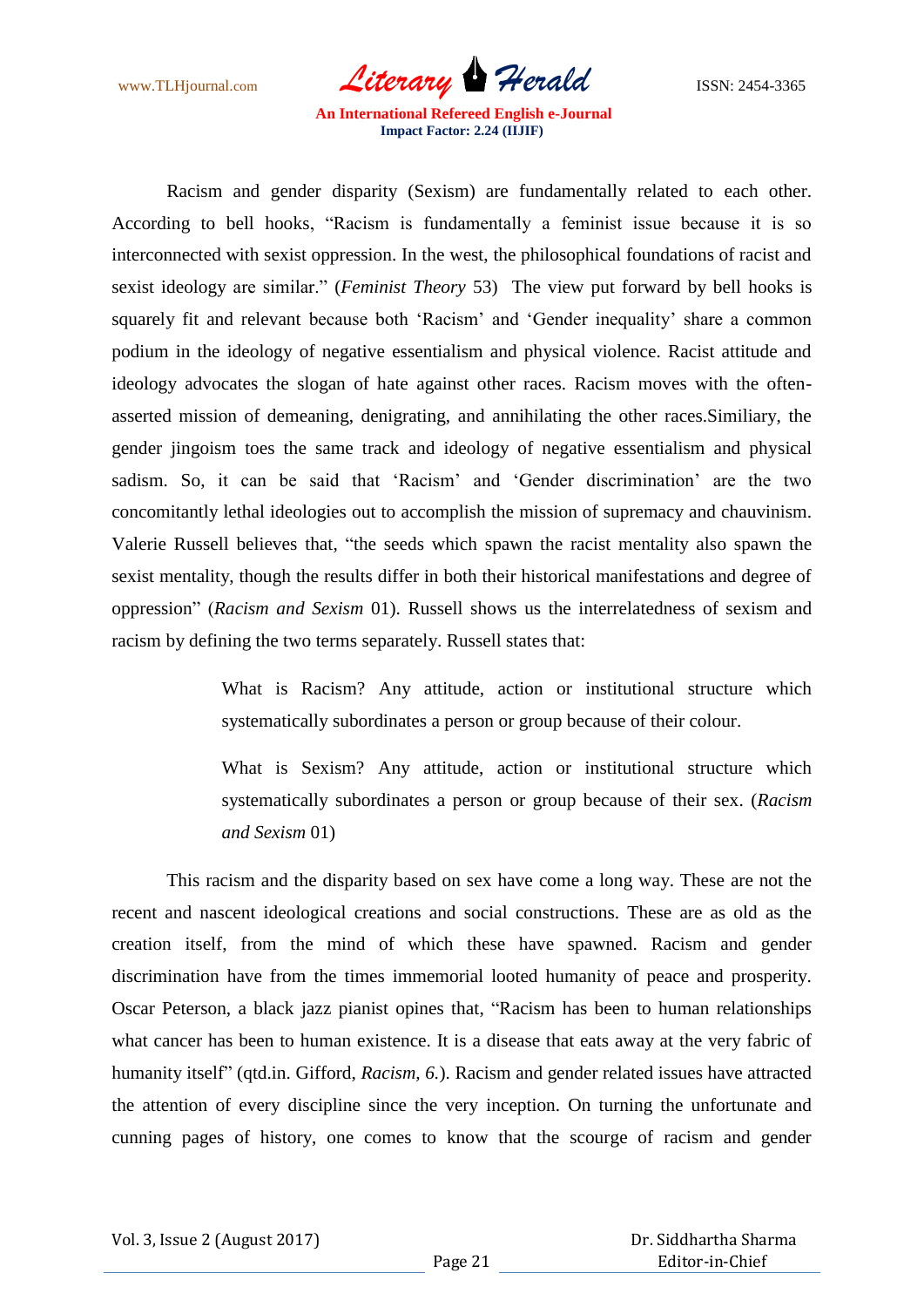Racism and gender disparity (Sexism) are fundamentally related to each other. According to bell hooks, “Racism is fundamentally a feminist issue because it is so interconnected with sexist oppression. In the west, the philosophical foundations of racist and sexist ideology are similar.” (*Feminist Theory* 53) The view put forward by bell hooks is squarely fit and relevant because both ‘Racism’ and ‘Gender inequality’ share a common podium in the ideology of negative essentialism and physical violence. Racist attitude and ideology advocates the slogan of hate against other races. Racism moves with the often-asserted mission of demeaning, denigrating, and annihilating the other races.Similiary, the gender jingoism toes the same track and ideology of negative essentialism and physical sadism. So, it can be said that ‘Racism’ and ‘Gender discrimination’ are the two concomitantly lethal ideologies out to accomplish the mission of supremacy and chauvinism. Valerie Russell believes that, “the seeds which spawn the racist mentality also spawn the sexist mentality, though the results differ in both their historical manifestations and degree of oppression” (*Racism and Sexism* 01). Russell shows us the interrelatedness of sexism and racism by defining the two terms separately. Russell states that:

> What is Racism? Any attitude, action or institutional structure which systematically subordinates a person or group because of their colour.
>
> What is Sexism? Any attitude, action or institutional structure which systematically subordinates a person or group because of their sex. (*Racism and Sexism* 01)

This racism and the disparity based on sex have come a long way. These are not the recent and nascent ideological creations and social constructions. These are as old as the creation itself, from the mind of which these have spawned. Racism and gender discrimination have from the times immemorial looted humanity of peace and prosperity. Oscar Peterson, a black jazz pianist opines that, “Racism has been to human relationships what cancer has been to human existence. It is a disease that eats away at the very fabric of humanity itself” (qtd.in. Gifford, *Racism, 6.*). Racism and gender related issues have attracted the attention of every discipline since the very inception. On turning the unfortunate and cunning pages of history, one comes to know that the scourge of racism and gender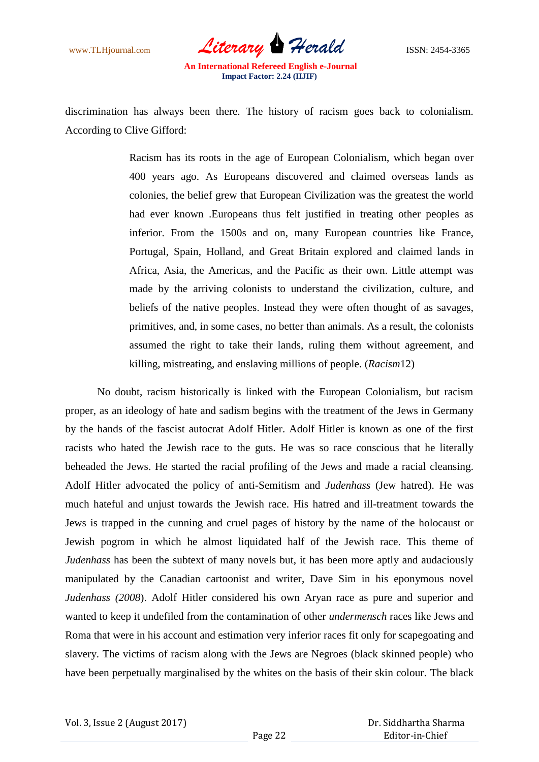discrimination has always been there. The history of racism goes back to colonialism. According to Clive Gifford:

> Racism has its roots in the age of European Colonialism, which began over 400 years ago. As Europeans discovered and claimed overseas lands as colonies, the belief grew that European Civilization was the greatest the world had ever known .Europeans thus felt justified in treating other peoples as inferior. From the 1500s and on, many European countries like France, Portugal, Spain, Holland, and Great Britain explored and claimed lands in Africa, Asia, the Americas, and the Pacific as their own. Little attempt was made by the arriving colonists to understand the civilization, culture, and beliefs of the native peoples. Instead they were often thought of as savages, primitives, and, in some cases, no better than animals. As a result, the colonists assumed the right to take their lands, ruling them without agreement, and killing, mistreating, and enslaving millions of people. (*Racism*12)

No doubt, racism historically is linked with the European Colonialism, but racism proper, as an ideology of hate and sadism begins with the treatment of the Jews in Germany by the hands of the fascist autocrat Adolf Hitler. Adolf Hitler is known as one of the first racists who hated the Jewish race to the guts. He was so race conscious that he literally beheaded the Jews. He started the racial profiling of the Jews and made a racial cleansing. Adolf Hitler advocated the policy of anti-Semitism and *Judenhass* (Jew hatred). He was much hateful and unjust towards the Jewish race. His hatred and ill-treatment towards the Jews is trapped in the cunning and cruel pages of history by the name of the holocaust or Jewish pogrom in which he almost liquidated half of the Jewish race. This theme of *Judenhass* has been the subtext of many novels but, it has been more aptly and audaciously manipulated by the Canadian cartoonist and writer, Dave Sim in his eponymous novel *Judenhass (2008*). Adolf Hitler considered his own Aryan race as pure and superior and wanted to keep it undefiled from the contamination of other *undermensch* races like Jews and Roma that were in his account and estimation very inferior races fit only for scapegoating and slavery. The victims of racism along with the Jews are Negroes (black skinned people) who have been perpetually marginalised by the whites on the basis of their skin colour. The black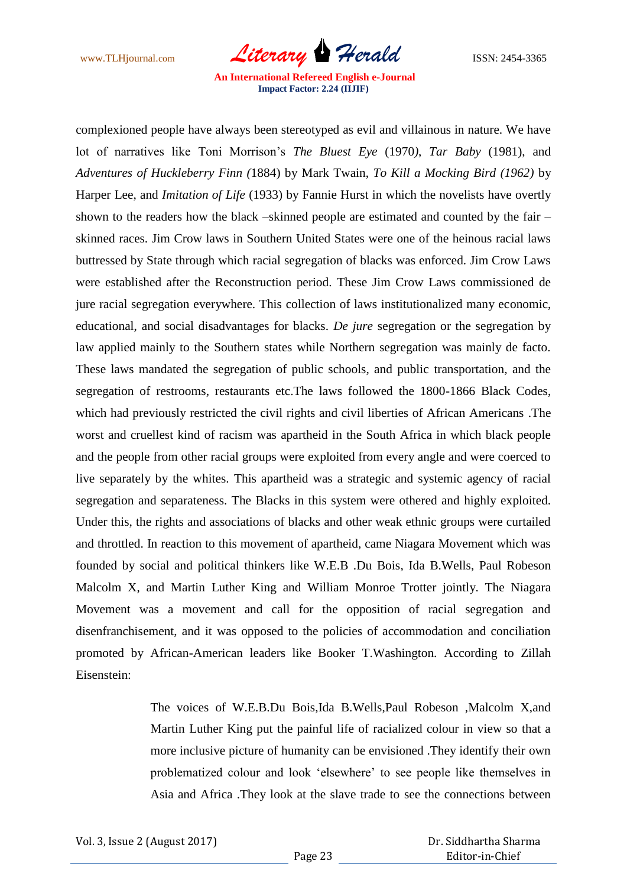complexioned people have always been stereotyped as evil and villainous in nature. We have lot of narratives like Toni Morrison's *The Bluest Eye* (1970*)*, *Tar Baby* (1981), and *Adventures of Huckleberry Finn (*1884) by Mark Twain, *To Kill a Mocking Bird (1962)* by Harper Lee, and *Imitation of Life* (1933) by Fannie Hurst in which the novelists have overtly shown to the readers how the black –skinned people are estimated and counted by the fair –skinned races. Jim Crow laws in Southern United States were one of the heinous racial laws buttressed by State through which racial segregation of blacks was enforced. Jim Crow Laws were established after the Reconstruction period. These Jim Crow Laws commissioned de jure racial segregation everywhere. This collection of laws institutionalized many economic, educational, and social disadvantages for blacks. *De jure* segregation or the segregation by law applied mainly to the Southern states while Northern segregation was mainly de facto. These laws mandated the segregation of public schools, and public transportation, and the segregation of restrooms, restaurants etc.The laws followed the 1800-1866 Black Codes, which had previously restricted the civil rights and civil liberties of African Americans .The worst and cruellest kind of racism was apartheid in the South Africa in which black people and the people from other racial groups were exploited from every angle and were coerced to live separately by the whites. This apartheid was a strategic and systemic agency of racial segregation and separateness. The Blacks in this system were othered and highly exploited. Under this, the rights and associations of blacks and other weak ethnic groups were curtailed and throttled. In reaction to this movement of apartheid, came Niagara Movement which was founded by social and political thinkers like W.E.B .Du Bois, Ida B.Wells, Paul Robeson Malcolm X, and Martin Luther King and William Monroe Trotter jointly. The Niagara Movement was a movement and call for the opposition of racial segregation and disenfranchisement, and it was opposed to the policies of accommodation and conciliation promoted by African-American leaders like Booker T.Washington. According to Zillah Eisenstein:

> The voices of W.E.B.Du Bois,Ida B.Wells,Paul Robeson ,Malcolm X,and Martin Luther King put the painful life of racialized colour in view so that a more inclusive picture of humanity can be envisioned .They identify their own problematized colour and look 'elsewhere' to see people like themselves in Asia and Africa .They look at the slave trade to see the connections between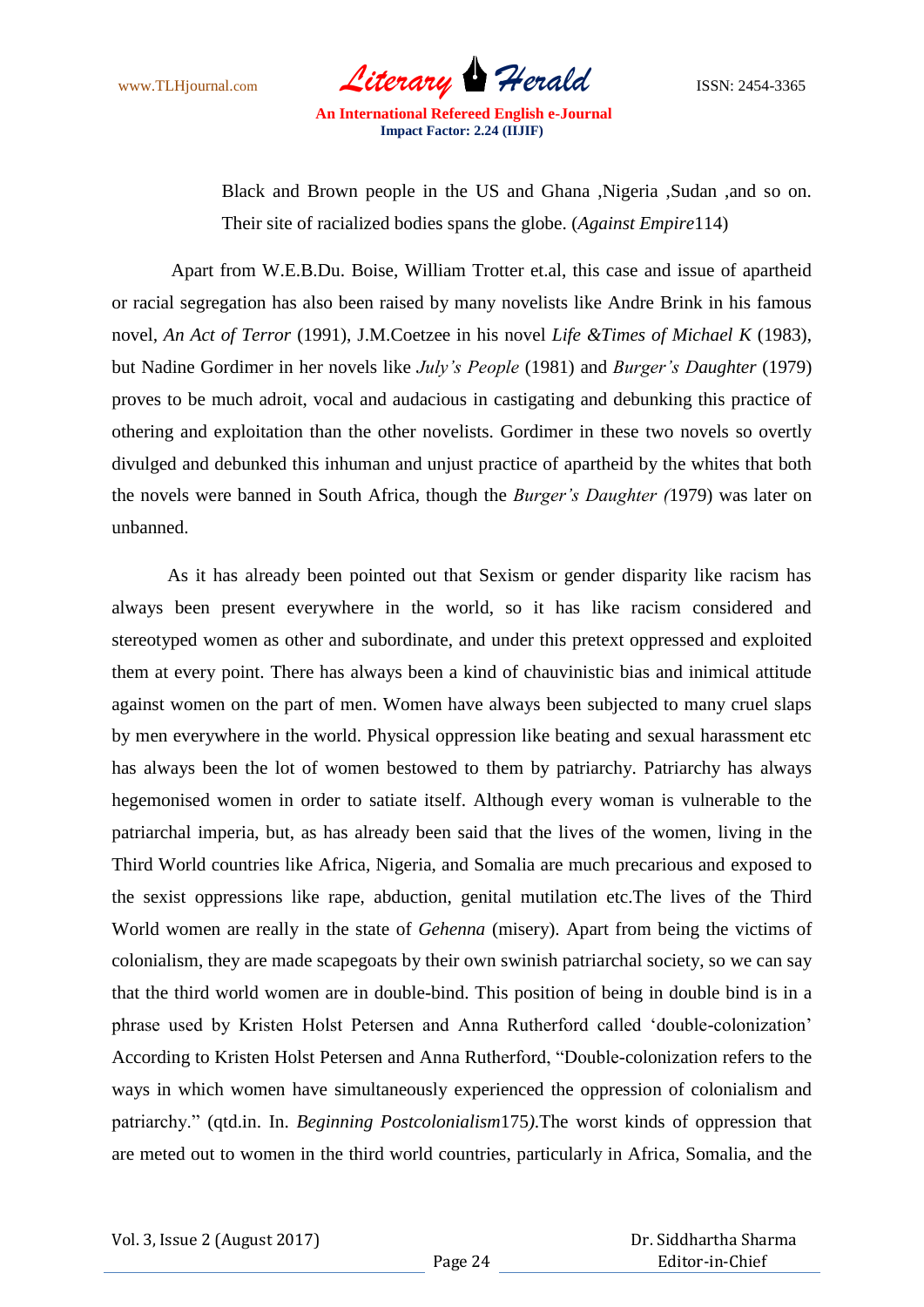Black and Brown people in the US and Ghana ,Nigeria ,Sudan ,and so on. Their site of racialized bodies spans the globe. (*Against Empire*114)

Apart from W.E.B.Du. Boise, William Trotter et.al, this case and issue of apartheid or racial segregation has also been raised by many novelists like Andre Brink in his famous novel, *An Act of Terror* (1991), J.M.Coetzee in his novel *Life &Times of Michael K* (1983), but Nadine Gordimer in her novels like *July's People* (1981) and *Burger's Daughter* (1979) proves to be much adroit, vocal and audacious in castigating and debunking this practice of othering and exploitation than the other novelists. Gordimer in these two novels so overtly divulged and debunked this inhuman and unjust practice of apartheid by the whites that both the novels were banned in South Africa, though the *Burger's Daughter (*1979) was later on unbanned.

As it has already been pointed out that Sexism or gender disparity like racism has always been present everywhere in the world, so it has like racism considered and stereotyped women as other and subordinate, and under this pretext oppressed and exploited them at every point. There has always been a kind of chauvinistic bias and inimical attitude against women on the part of men. Women have always been subjected to many cruel slaps by men everywhere in the world. Physical oppression like beating and sexual harassment etc has always been the lot of women bestowed to them by patriarchy. Patriarchy has always hegemonised women in order to satiate itself. Although every woman is vulnerable to the patriarchal imperia, but, as has already been said that the lives of the women, living in the Third World countries like Africa, Nigeria, and Somalia are much precarious and exposed to the sexist oppressions like rape, abduction, genital mutilation etc.The lives of the Third World women are really in the state of *Gehenna* (misery). Apart from being the victims of colonialism, they are made scapegoats by their own swinish patriarchal society, so we can say that the third world women are in double-bind. This position of being in double bind is in a phrase used by Kristen Holst Petersen and Anna Rutherford called 'double-colonization' According to Kristen Holst Petersen and Anna Rutherford, "Double-colonization refers to the ways in which women have simultaneously experienced the oppression of colonialism and patriarchy." (qtd.in. In. *Beginning Postcolonialism*175*)*.The worst kinds of oppression that are meted out to women in the third world countries, particularly in Africa, Somalia, and the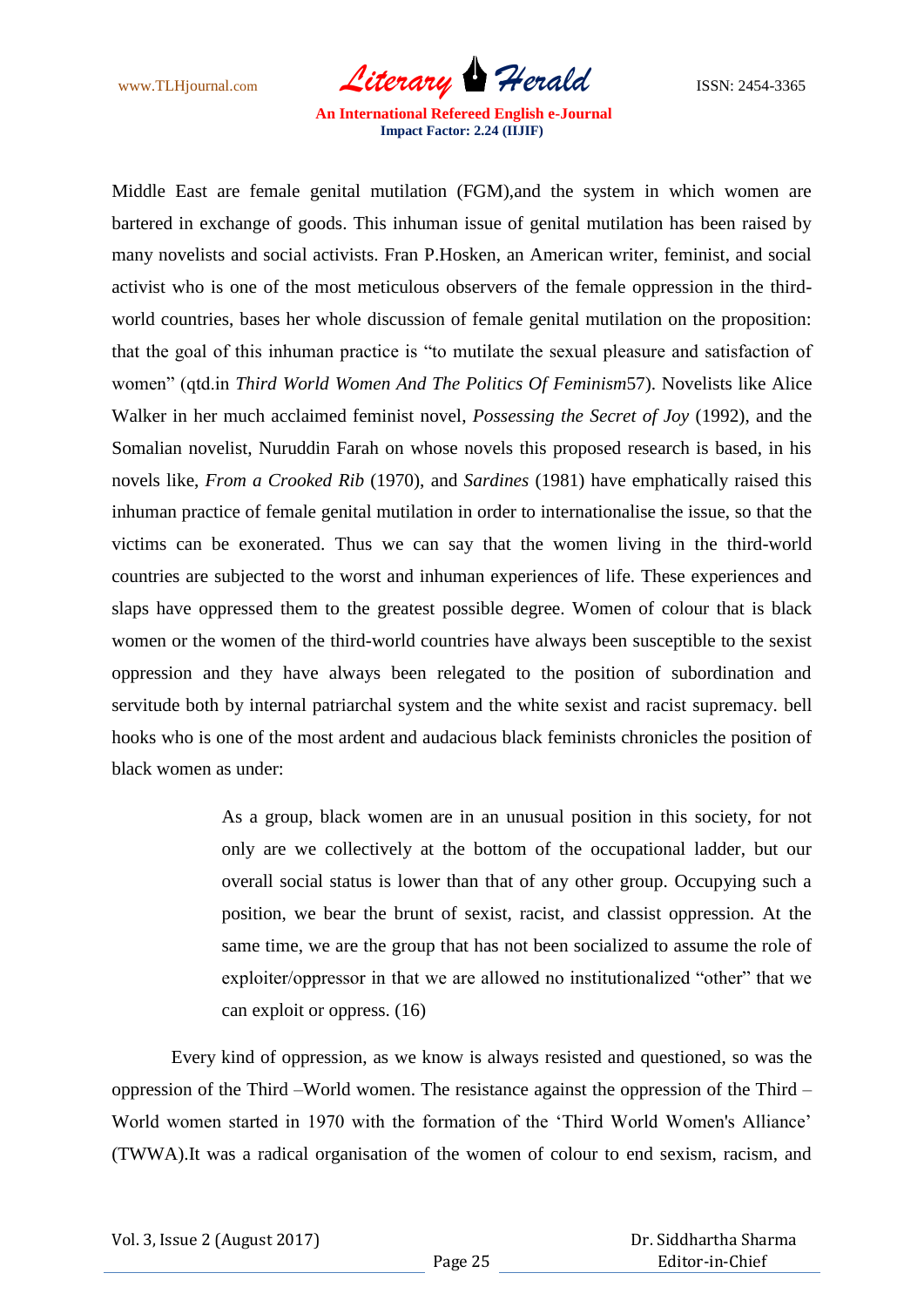Middle East are female genital mutilation (FGM),and the system in which women are bartered in exchange of goods. This inhuman issue of genital mutilation has been raised by many novelists and social activists. Fran P.Hosken, an American writer, feminist, and social activist who is one of the most meticulous observers of the female oppression in the third-world countries, bases her whole discussion of female genital mutilation on the proposition: that the goal of this inhuman practice is "to mutilate the sexual pleasure and satisfaction of women" (qtd.in *Third World Women And The Politics Of Feminism*57). Novelists like Alice Walker in her much acclaimed feminist novel, *Possessing the Secret of Joy* (1992), and the Somalian novelist, Nuruddin Farah on whose novels this proposed research is based, in his novels like, *From a Crooked Rib* (1970), and *Sardines* (1981) have emphatically raised this inhuman practice of female genital mutilation in order to internationalise the issue, so that the victims can be exonerated. Thus we can say that the women living in the third-world countries are subjected to the worst and inhuman experiences of life. These experiences and slaps have oppressed them to the greatest possible degree. Women of colour that is black women or the women of the third-world countries have always been susceptible to the sexist oppression and they have always been relegated to the position of subordination and servitude both by internal patriarchal system and the white sexist and racist supremacy. bell hooks who is one of the most ardent and audacious black feminists chronicles the position of black women as under:

> As a group, black women are in an unusual position in this society, for not only are we collectively at the bottom of the occupational ladder, but our overall social status is lower than that of any other group. Occupying such a position, we bear the brunt of sexist, racist, and classist oppression. At the same time, we are the group that has not been socialized to assume the role of exploiter/oppressor in that we are allowed no institutionalized "other" that we can exploit or oppress. (16)

Every kind of oppression, as we know is always resisted and questioned, so was the oppression of the Third –World women. The resistance against the oppression of the Third –World women started in 1970 with the formation of the 'Third World Women's Alliance' (TWWA).It was a radical organisation of the women of colour to end sexism, racism, and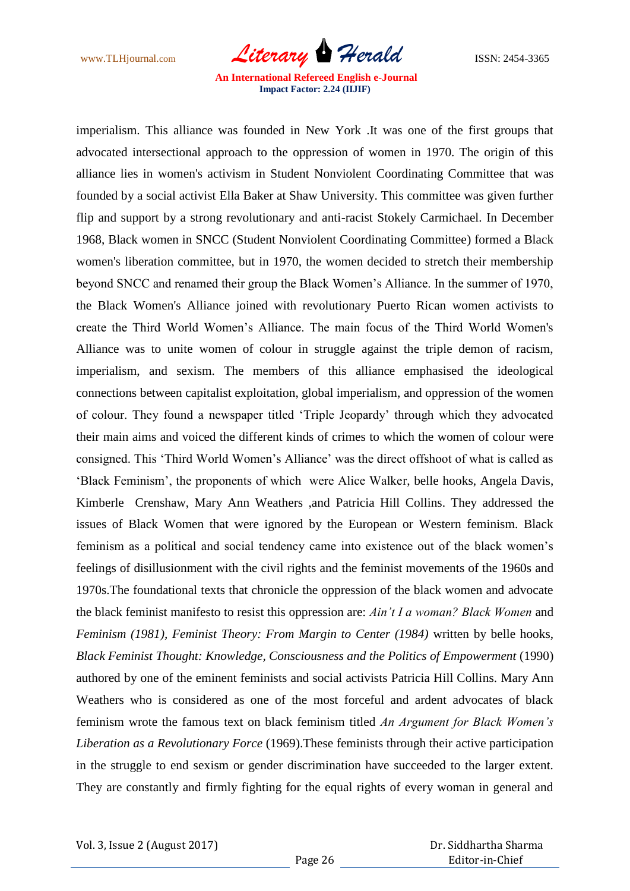imperialism. This alliance was founded in New York .It was one of the first groups that advocated intersectional approach to the oppression of women in 1970. The origin of this alliance lies in women's activism in Student Nonviolent Coordinating Committee that was founded by a social activist Ella Baker at Shaw University. This committee was given further flip and support by a strong revolutionary and anti-racist Stokely Carmichael. In December 1968, Black women in SNCC (Student Nonviolent Coordinating Committee) formed a Black women's liberation committee, but in 1970, the women decided to stretch their membership beyond SNCC and renamed their group the Black Women's Alliance. In the summer of 1970, the Black Women's Alliance joined with revolutionary Puerto Rican women activists to create the Third World Women's Alliance. The main focus of the Third World Women's Alliance was to unite women of colour in struggle against the triple demon of racism, imperialism, and sexism. The members of this alliance emphasised the ideological connections between capitalist exploitation, global imperialism, and oppression of the women of colour. They found a newspaper titled 'Triple Jeopardy' through which they advocated their main aims and voiced the different kinds of crimes to which the women of colour were consigned. This 'Third World Women's Alliance' was the direct offshoot of what is called as 'Black Feminism', the proponents of which were Alice Walker, belle hooks, Angela Davis, Kimberle Crenshaw, Mary Ann Weathers ,and Patricia Hill Collins. They addressed the issues of Black Women that were ignored by the European or Western feminism. Black feminism as a political and social tendency came into existence out of the black women's feelings of disillusionment with the civil rights and the feminist movements of the 1960s and 1970s.The foundational texts that chronicle the oppression of the black women and advocate the black feminist manifesto to resist this oppression are: *Ain't I a woman? Black Women* and *Feminism (1981)*, *Feminist Theory: From Margin to Center (1984)* written by belle hooks, *Black Feminist Thought: Knowledge, Consciousness and the Politics of Empowerment* (1990) authored by one of the eminent feminists and social activists Patricia Hill Collins. Mary Ann Weathers who is considered as one of the most forceful and ardent advocates of black feminism wrote the famous text on black feminism titled *An Argument for Black Women's Liberation as a Revolutionary Force* (1969).These feminists through their active participation in the struggle to end sexism or gender discrimination have succeeded to the larger extent. They are constantly and firmly fighting for the equal rights of every woman in general and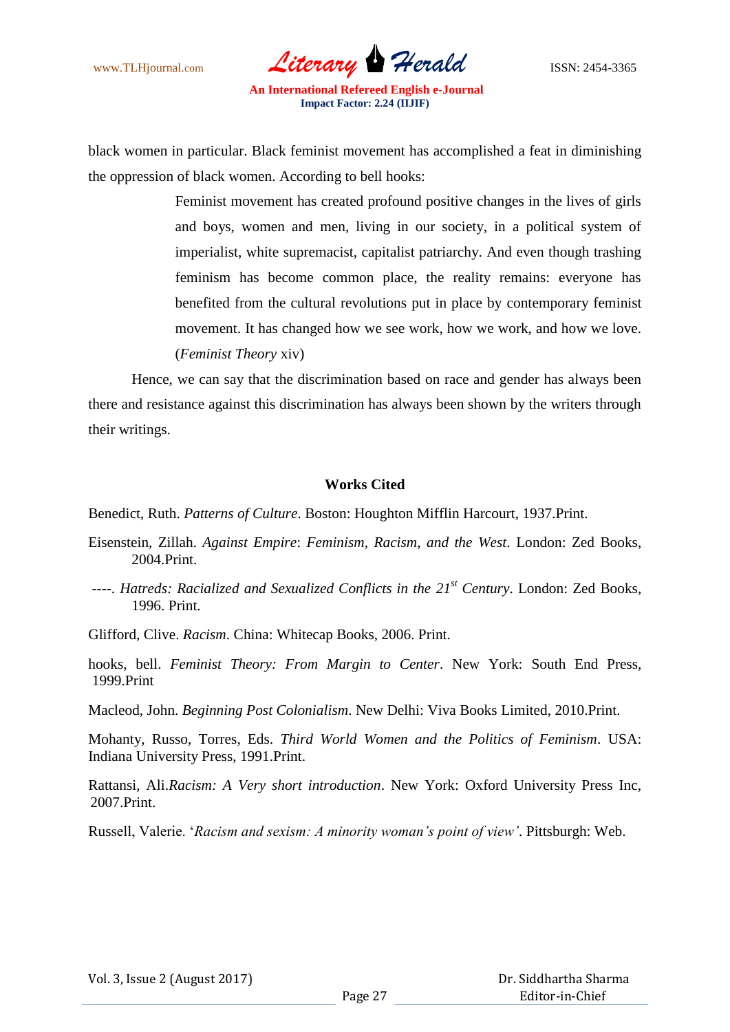black women in particular. Black feminist movement has accomplished a feat in diminishing the oppression of black women. According to bell hooks:

> Feminist movement has created profound positive changes in the lives of girls and boys, women and men, living in our society, in a political system of imperialist, white supremacist, capitalist patriarchy. And even though trashing feminism has become common place, the reality remains: everyone has benefited from the cultural revolutions put in place by contemporary feminist movement. It has changed how we see work, how we work, and how we love. (*Feminist Theory* xiv)

Hence, we can say that the discrimination based on race and gender has always been there and resistance against this discrimination has always been shown by the writers through their writings.

## Works Cited

Benedict, Ruth. *Patterns of Culture*. Boston: Houghton Mifflin Harcourt, 1937.Print.

Eisenstein, Zillah. *Against Empire*: *Feminism, Racism, and the West*. London: Zed Books, 2004.Print.

----. *Hatreds: Racialized and Sexualized Conflicts in the 21st Century*. London: Zed Books, 1996. Print.

Glifford, Clive. *Racism*. China: Whitecap Books, 2006. Print.

hooks, bell. *Feminist Theory: From Margin to Center*. New York: South End Press, 1999.Print

Macleod, John. *Beginning Post Colonialism*. New Delhi: Viva Books Limited, 2010.Print.

Mohanty, Russo, Torres, Eds. *Third World Women and the Politics of Feminism*. USA: Indiana University Press, 1991.Print.

Rattansi, Ali.*Racism: A Very short introduction*. New York: Oxford University Press Inc, 2007.Print.

Russell, Valerie. '*Racism and sexism: A minority woman's point of view'*. Pittsburgh: Web.